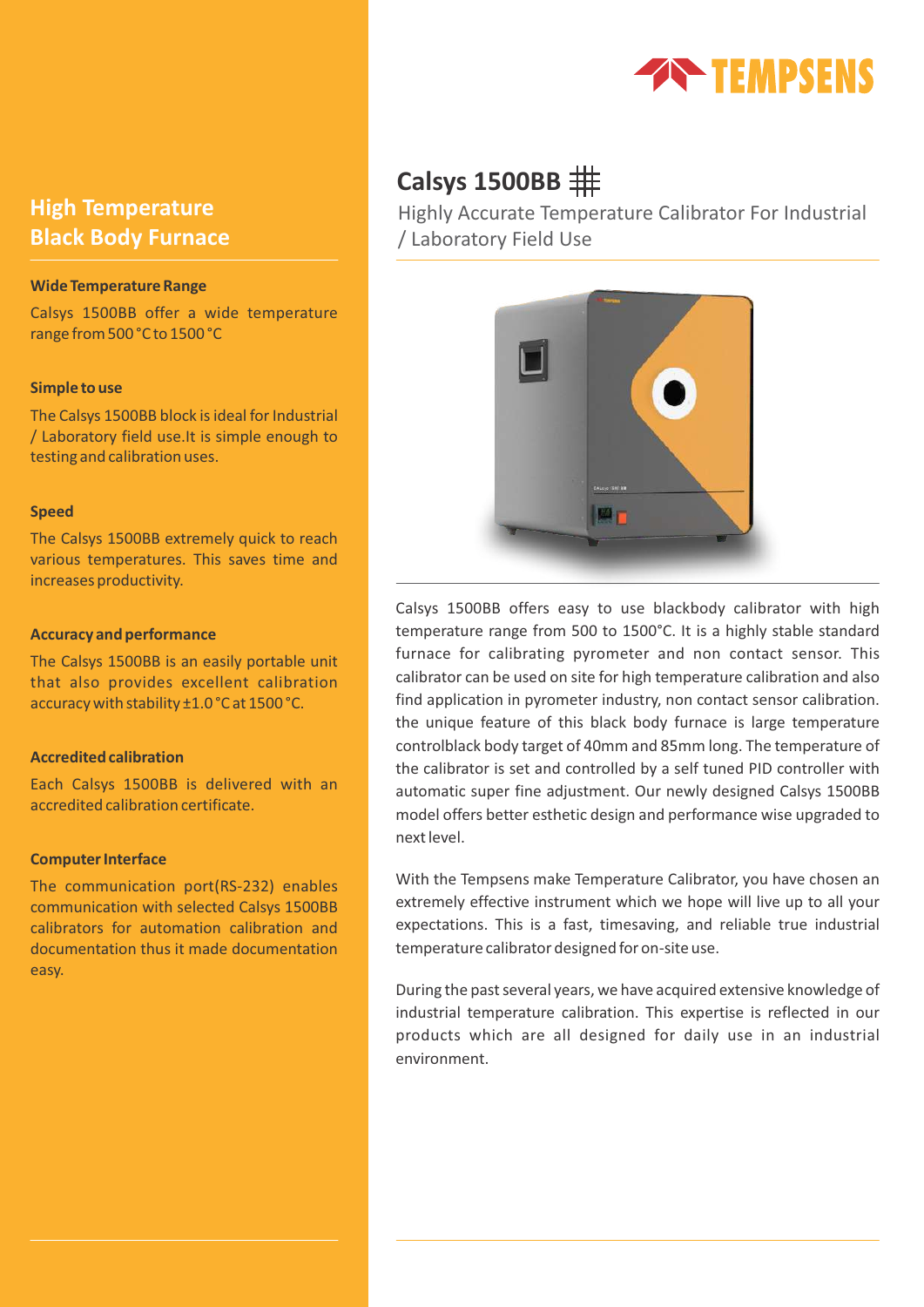# Calsys 1500BB

Highly Accurate Temperature Calibrator For Industrial / Laboratory Field Use

Calsys 1500BB offers easy to use blackbody calibrator with high temperature range from 500 to 1500°C. It is a highly stable standard furnace for calibrating pyrometer and non contact sensor. This calibrator can be used on site for high temperature calibration and also find application in pyrometer industry, non contact sensor calibration. the unique feature of this black body furnace is large temperature controlblack body target of 40mm and 85mm long. The temperature of the calibrator is set and controlled by a self tuned PID controller with automatic super fine adjustment. Our newly designed Calsys 1500BB model offers better esthetic design and performance wise upgraded to next level.

With the Tempsens make Temperature Calibrator, you have chosen an extremely effective instrument which we hope will live up to all your expectations. This is a fast, timesaving, and reliable true industrial temperature calibrator designed for on-site use.

During the past several years, we have acquired extensive knowledge of industrial temperature calibration. This expertise is reflected in our products which are all designed for daily use in an industrial environment.

## High Temperature Black Body Furnace

### Wide Temperature Range

Calsys 1500BB offer a wide temperature range from 500 °C to 1500 °C

### Simple to use

The Calsys 1500BB block is ideal for Industrial / Laboratory field use.It is simple enough to testing and calibration uses.

### Speed

The Calsys 1500BB extremely quick to reach various temperatures. This saves time and increases productivity.

### Accuracy and performance

The Calsys 1500BB is an easily portable unit that also provides excellent calibration accuracy with stability ±1.0 °C at 1500 °C.

### Accredited calibration

Each Calsys 1500BB is delivered with an accredited calibration certificate.

### Computer Interface

The communication port(RS-232) enables communication with selected Calsys 1500BB calibrators for automation calibration and documentation thus it made documentation easy.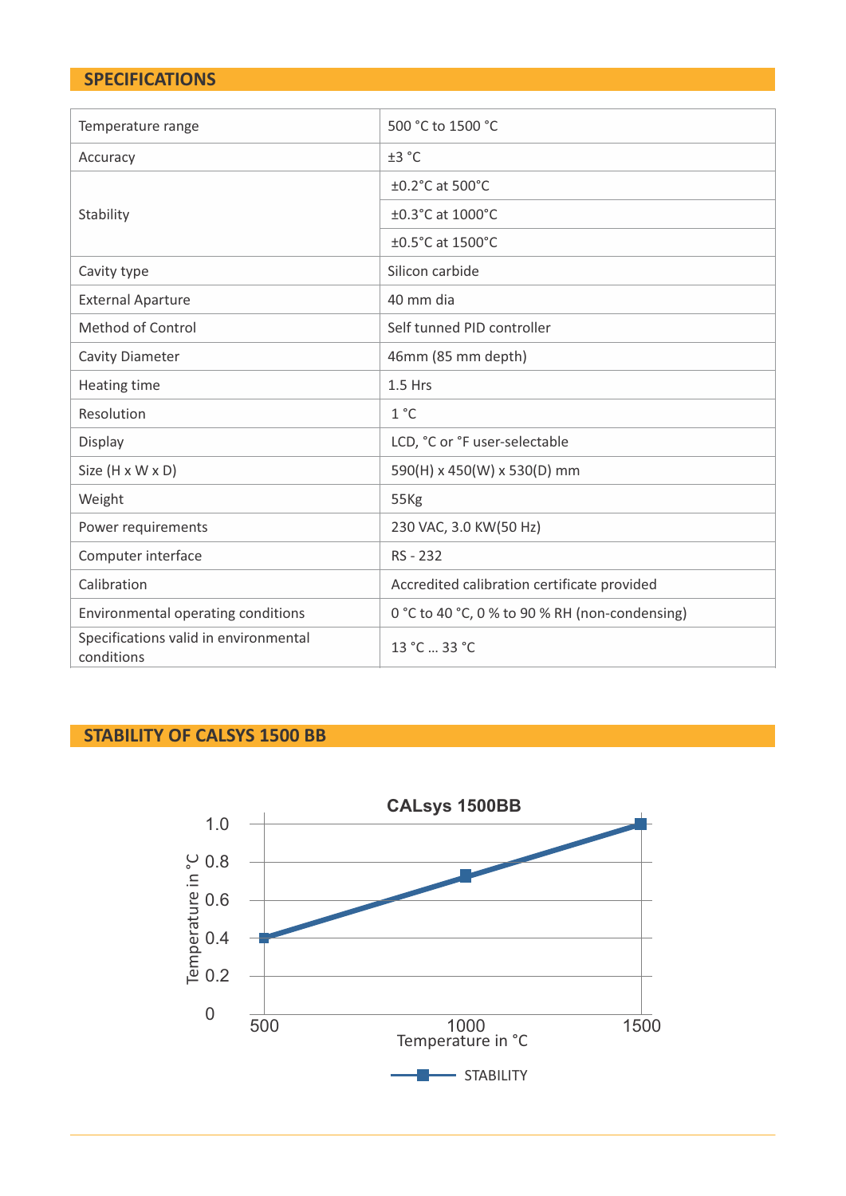## SPECIFICATIONS

| | |
|---|---|
| Temperature range | 500 °C to 1500 °C |
| Accuracy | ±3 °C |
| Stability | ±0.2°C at 500°C |
| | ±0.3°C at 1000°C |
| | ±0.5°C at 1500°C |
| Cavity type | Silicon carbide |
| External Aparture | 40 mm dia |
| Method of Control | Self tunned PID controller |
| Cavity Diameter | 46mm (85 mm depth) |
| Heating time | 1.5 Hrs |
| Resolution | 1 °C |
| Display | LCD, °C or °F user-selectable |
| Size (H x W x D) | 590(H) x 450(W) x 530(D) mm |
| Weight | 55Kg |
| Power requirements | 230 VAC, 3.0 KW(50 Hz) |
| Computer interface | RS - 232 |
| Calibration | Accredited calibration certificate provided |
| Environmental operating conditions | 0 °C to 40 °C, 0 % to 90 % RH (non-condensing) |
| Specifications valid in environmental conditions | 13 °C ... 33 °C |

## STABILITY OF CALSYS 1500 BB

CALsys 1500BB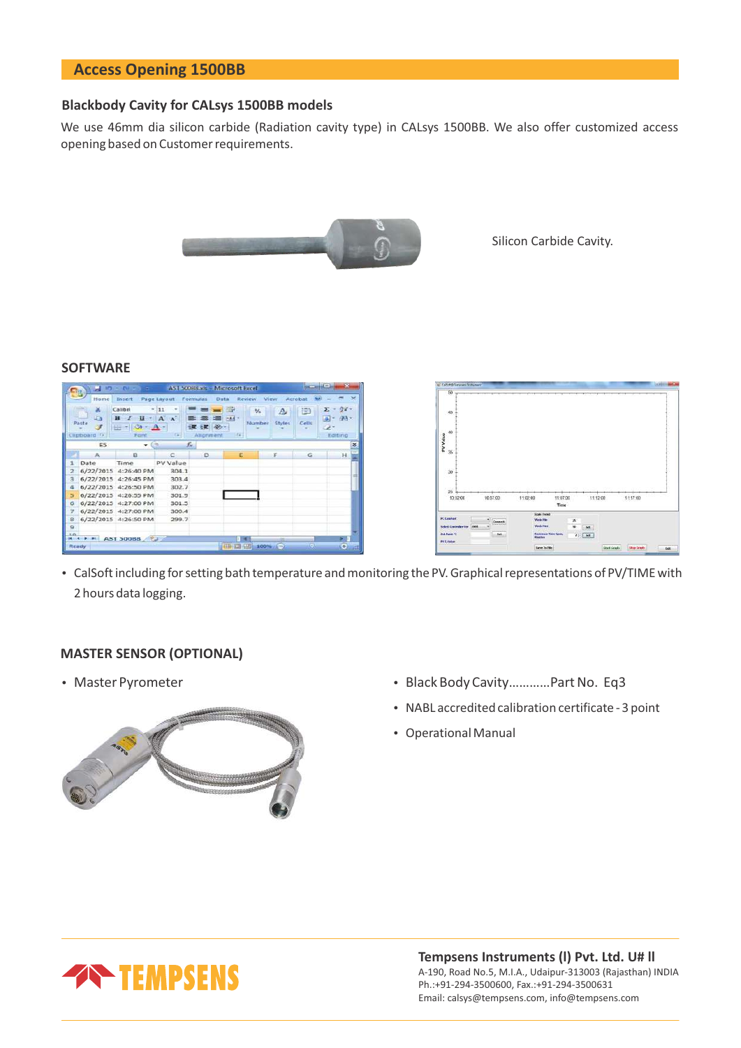## Access Opening 1500BB

### Blackbody Cavity for CALsys 1500BB models

We use 46mm dia silicon carbide (Radiation cavity type) in CALsys 1500BB. We also offer customized access opening based on Customer requirements.

Silicon Carbide Cavity.

### SOFTWARE

- CalSoft including for setting bath temperature and monitoring the PV. Graphical representations of PV/TIME with 2 hours data logging.

### MASTER SENSOR (OPTIONAL)

- Master Pyrometer
- Black Body Cavity............Part No. Eq3
- NABL accredited calibration certificate - 3 point
- Operational Manual

**Tempsens Instruments (I) Pvt. Ltd. U# II**
A-190, Road No.5, M.I.A., Udaipur-313003 (Rajasthan) INDIA
Ph.:+91-294-3500600, Fax.:+91-294-3500631
Email: calsys@tempsens.com, info@tempsens.com